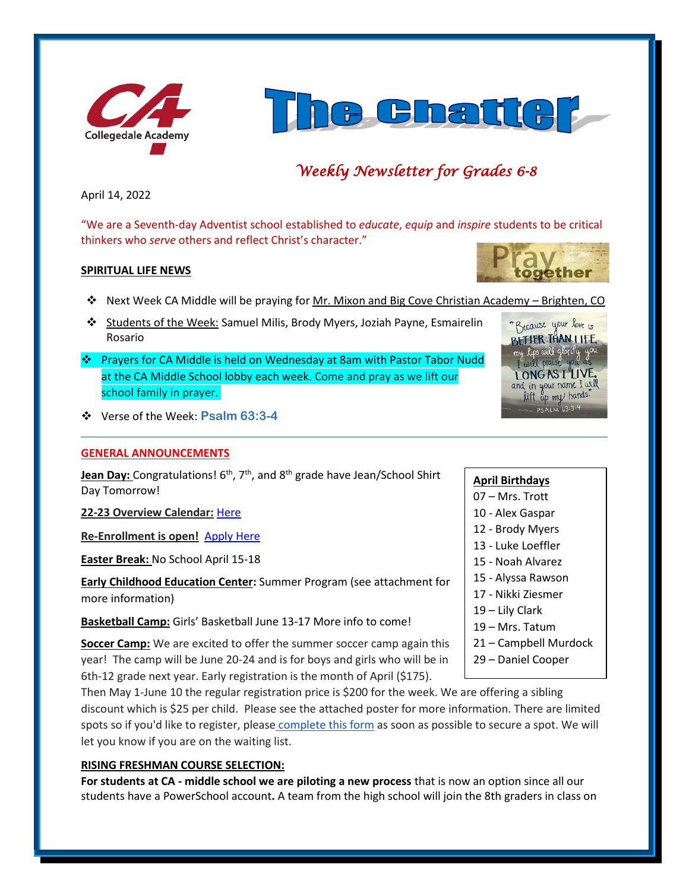# The Chatter

*Weekly Newsletter for Grades 6-8*

April 14, 2022

"We are a Seventh-day Adventist school established to *educate*, *equip* and *inspire* students to be critical thinkers who *serve* others and reflect Christ's character."

## SPIRITUAL LIFE NEWS

- Next Week CA Middle will be praying for Mr. Mixon and Big Cove Christian Academy – Brighten, CO
- Students of the Week: Samuel Milis, Brody Myers, Joziah Payne, Esmairelin Rosario
- Prayers for CA Middle is held on Wednesday at 8am with Pastor Tabor Nudd at the CA Middle School lobby each week. Come and pray as we lift our school family in prayer.
- Verse of the Week: **Psalm 63:3-4**

## GENERAL ANNOUNCEMENTS

**Jean Day:** Congratulations! 6th, 7th, and 8th grade have Jean/School Shirt Day Tomorrow!

**22-23 Overview Calendar:** Here

**Re-Enrollment is open!** Apply Here

**Easter Break:** No School April 15-18

**Early Childhood Education Center:** Summer Program (see attachment for more information)

**Basketball Camp:** Girls' Basketball June 13-17 More info to come!

**Soccer Camp:** We are excited to offer the summer soccer camp again this year! The camp will be June 20-24 and is for boys and girls who will be in 6th-12 grade next year. Early registration is the month of April ($175). Then May 1-June 10 the regular registration price is $200 for the week. We are offering a sibling discount which is $25 per child. Please see the attached poster for more information. There are limited spots so if you'd like to register, please complete this form as soon as possible to secure a spot. We will let you know if you are on the waiting list.

**April Birthdays**
- 07 – Mrs. Trott
- 10 - Alex Gaspar
- 12 - Brody Myers
- 13 - Luke Loeffler
- 15 - Noah Alvarez
- 15 - Alyssa Rawson
- 17 - Nikki Ziesmer
- 19 – Lily Clark
- 19 – Mrs. Tatum
- 21 – Campbell Murdock
- 29 – Daniel Cooper

## RISING FRESHMAN COURSE SELECTION:

**For students at CA - middle school we are piloting a new process** that is now an option since all our students have a PowerSchool account**.** A team from the high school will join the 8th graders in class on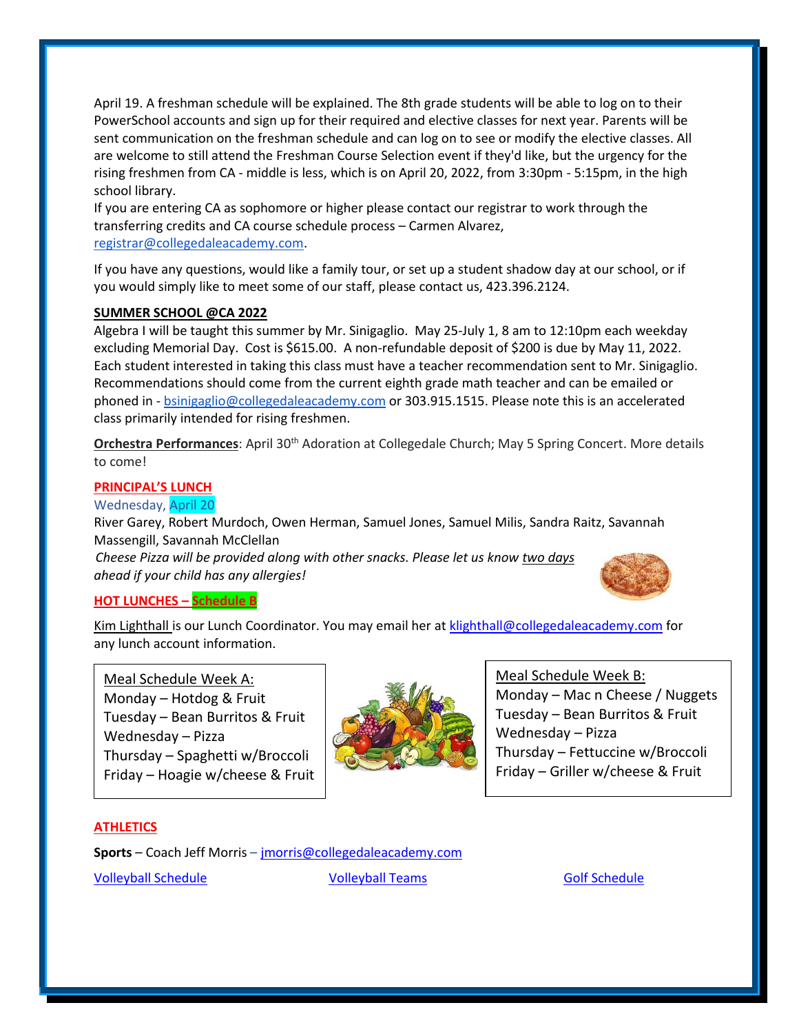April 19. A freshman schedule will be explained. The 8th grade students will be able to log on to their PowerSchool accounts and sign up for their required and elective classes for next year. Parents will be sent communication on the freshman schedule and can log on to see or modify the elective classes. All are welcome to still attend the Freshman Course Selection event if they'd like, but the urgency for the rising freshmen from CA - middle is less, which is on April 20, 2022, from 3:30pm - 5:15pm, in the high school library.

If you are entering CA as sophomore or higher please contact our registrar to work through the transferring credits and CA course schedule process – Carmen Alvarez, registrar@collegedaleacademy.com.

If you have any questions, would like a family tour, or set up a student shadow day at our school, or if you would simply like to meet some of our staff, please contact us, 423.396.2124.

**SUMMER SCHOOL @CA 2022**

Algebra I will be taught this summer by Mr. Sinigaglio. May 25-July 1, 8 am to 12:10pm each weekday excluding Memorial Day. Cost is $615.00. A non-refundable deposit of $200 is due by May 11, 2022. Each student interested in taking this class must have a teacher recommendation sent to Mr. Sinigaglio. Recommendations should come from the current eighth grade math teacher and can be emailed or phoned in - bsinigaglio@collegedaleacademy.com or 303.915.1515. Please note this is an accelerated class primarily intended for rising freshmen.

**Orchestra Performances**: April 30th Adoration at Collegedale Church; May 5 Spring Concert. More details to come!

**PRINCIPAL'S LUNCH**

Wednesday, April 20

River Garey, Robert Murdoch, Owen Herman, Samuel Jones, Samuel Milis, Sandra Raitz, Savannah Massengill, Savannah McClellan

*Cheese Pizza will be provided along with other snacks. Please let us know two days ahead if your child has any allergies!*

**HOT LUNCHES – Schedule B**

Kim Lighthall is our Lunch Coordinator. You may email her at klighthall@collegedaleacademy.com for any lunch account information.

Meal Schedule Week A:
Monday – Hotdog & Fruit
Tuesday – Bean Burritos & Fruit
Wednesday – Pizza
Thursday – Spaghetti w/Broccoli
Friday – Hoagie w/cheese & Fruit

Meal Schedule Week B:
Monday – Mac n Cheese / Nuggets
Tuesday – Bean Burritos & Fruit
Wednesday – Pizza
Thursday – Fettuccine w/Broccoli
Friday – Griller w/cheese & Fruit

**ATHLETICS**

**Sports** – Coach Jeff Morris – jmorris@collegedaleacademy.com

Volleyball Schedule | Volleyball Teams | Golf Schedule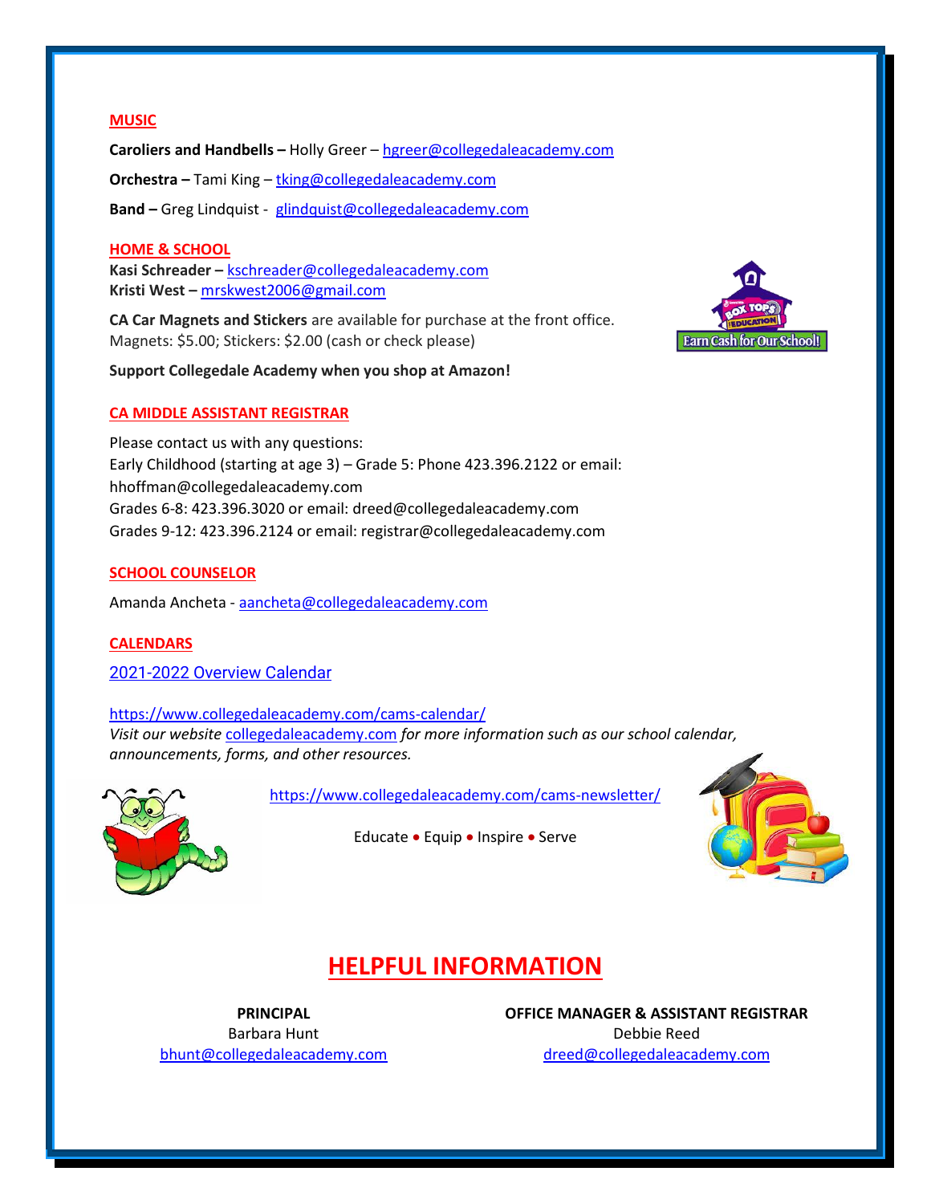## MUSIC

**Caroliers and Handbells –** Holly Greer – hgreer@collegedaleacademy.com

**Orchestra –** Tami King – tking@collegedaleacademy.com

**Band –** Greg Lindquist - glindquist@collegedaleacademy.com

## HOME & SCHOOL

**Kasi Schreader –** kschreader@collegedaleacademy.com
**Kristi West –** mrskwest2006@gmail.com

**CA Car Magnets and Stickers** are available for purchase at the front office.
Magnets: $5.00; Stickers: $2.00 (cash or check please)

**Support Collegedale Academy when you shop at Amazon!**

## CA MIDDLE ASSISTANT REGISTRAR

Please contact us with any questions:
Early Childhood (starting at age 3) – Grade 5: Phone 423.396.2122 or email: hhoffman@collegedaleacademy.com
Grades 6-8: 423.396.3020 or email: dreed@collegedaleacademy.com
Grades 9-12: 423.396.2124 or email: registrar@collegedaleacademy.com

## SCHOOL COUNSELOR

Amanda Ancheta - aancheta@collegedaleacademy.com

## CALENDARS

2021-2022 Overview Calendar

https://www.collegedaleacademy.com/cams-calendar/
*Visit our website* collegedaleacademy.com *for more information such as our school calendar, announcements, forms, and other resources.*

https://www.collegedaleacademy.com/cams-newsletter/

Educate • Equip • Inspire • Serve

# HELPFUL INFORMATION

**PRINCIPAL**
Barbara Hunt
bhunt@collegedaleacademy.com

**OFFICE MANAGER & ASSISTANT REGISTRAR**
Debbie Reed
dreed@collegedaleacademy.com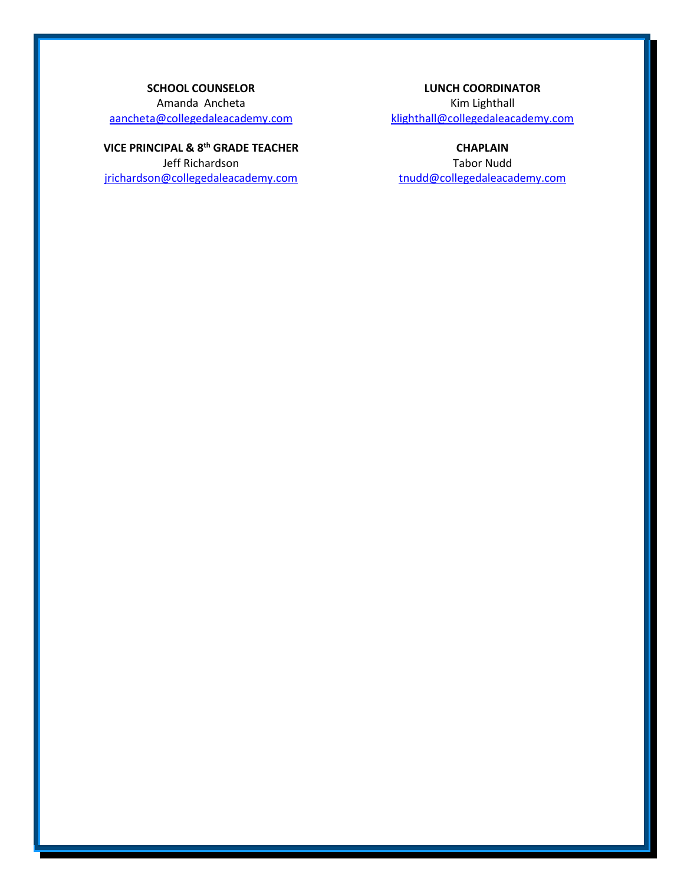**SCHOOL COUNSELOR**
Amanda Ancheta
aancheta@collegedaleacademy.com

**VICE PRINCIPAL & 8th GRADE TEACHER**
Jeff Richardson
jrichardson@collegedaleacademy.com

**LUNCH COORDINATOR**
Kim Lighthall
klighthall@collegedaleacademy.com

**CHAPLAIN**
Tabor Nudd
tnudd@collegedaleacademy.com